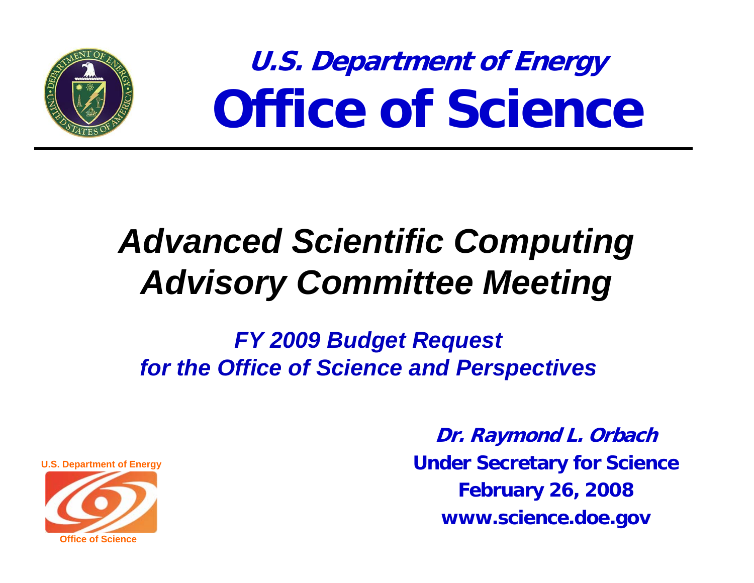# U.S. Department of Energy

# Office of Science

## *Advanced Scientific Computing Advisory Committee Meeting*

### *FY 2009 Budget Request for the Office of Science and Perspectives*

U.S. Department of Energy

Office of Science

**Dr. Raymond L. Orbach**

**Under Secretary for Science**

**February 26, 2008**

**www.science.doe.gov**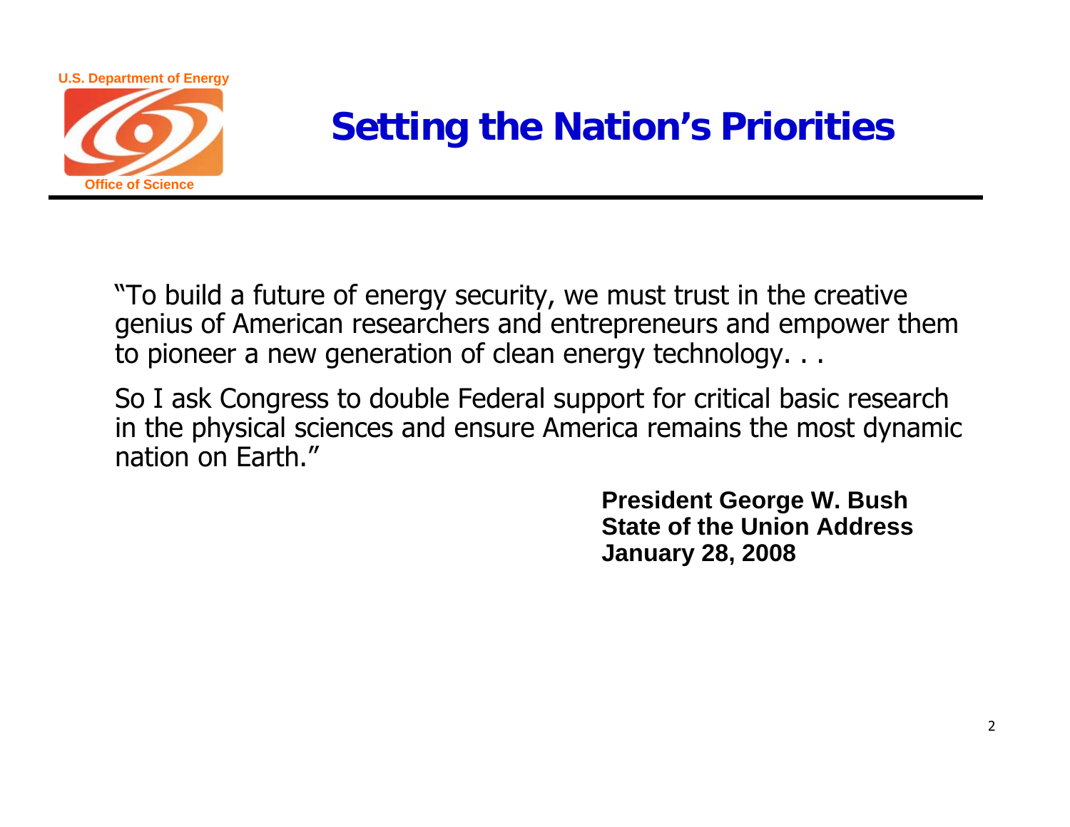# Setting the Nation's Priorities

"To build a future of energy security, we must trust in the creative genius of American researchers and entrepreneurs and empower them to pioneer a new generation of clean energy technology. . .

So I ask Congress to double Federal support for critical basic research in the physical sciences and ensure America remains the most dynamic nation on Earth."

**President George W. Bush**
**State of the Union Address**
**January 28, 2008**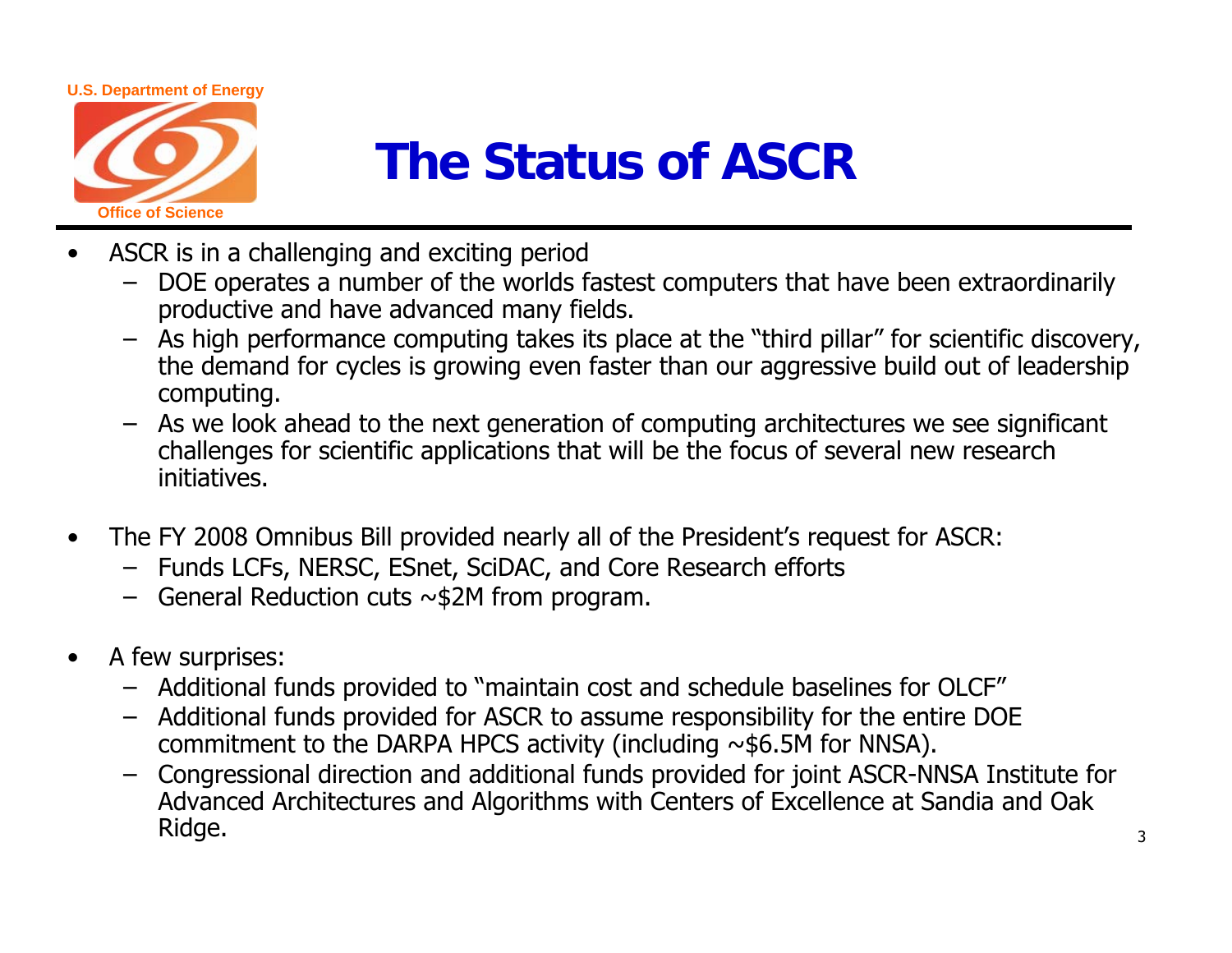# The Status of ASCR

- ASCR is in a challenging and exciting period
  - DOE operates a number of the worlds fastest computers that have been extraordinarily productive and have advanced many fields.
  - As high performance computing takes its place at the "third pillar" for scientific discovery, the demand for cycles is growing even faster than our aggressive build out of leadership computing.
  - As we look ahead to the next generation of computing architectures we see significant challenges for scientific applications that will be the focus of several new research initiatives.

- The FY 2008 Omnibus Bill provided nearly all of the President's request for ASCR:
  - Funds LCFs, NERSC, ESnet, SciDAC, and Core Research efforts
  - General Reduction cuts ~$2M from program.

- A few surprises:
  - Additional funds provided to "maintain cost and schedule baselines for OLCF"
  - Additional funds provided for ASCR to assume responsibility for the entire DOE commitment to the DARPA HPCS activity (including ~$6.5M for NNSA).
  - Congressional direction and additional funds provided for joint ASCR-NNSA Institute for Advanced Architectures and Algorithms with Centers of Excellence at Sandia and Oak Ridge.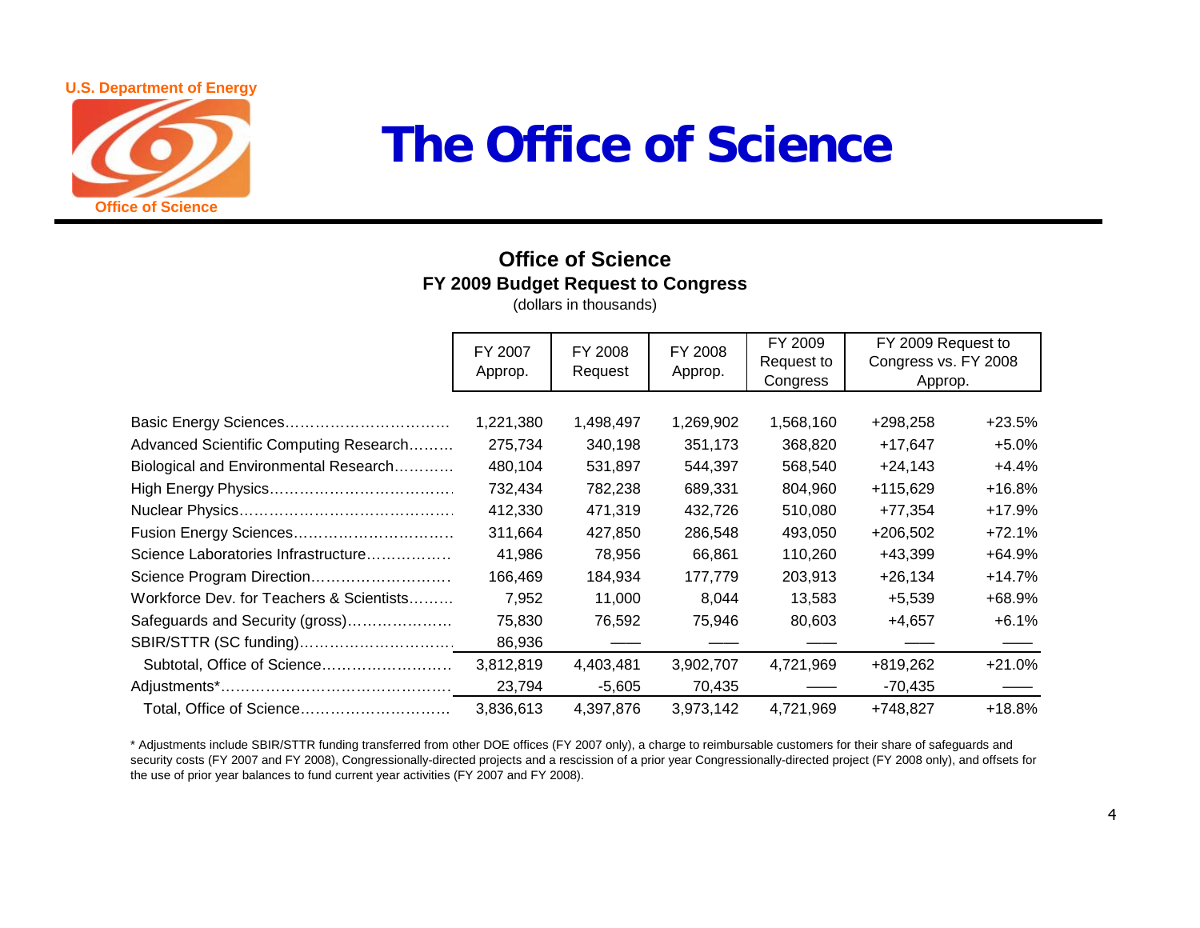U.S. Department of Energy

Office of Science

# The Office of Science

## Office of Science
### FY 2009 Budget Request to Congress
(dollars in thousands)

| | FY 2007 Approp. | FY 2008 Request | FY 2008 Approp. | FY 2009 Request to Congress | FY 2009 Request to Congress vs. FY 2008 Approp. | |
|---|---|---|---|---|---|---|
| Basic Energy Sciences | 1,221,380 | 1,498,497 | 1,269,902 | 1,568,160 | +298,258 | +23.5% |
| Advanced Scientific Computing Research | 275,734 | 340,198 | 351,173 | 368,820 | +17,647 | +5.0% |
| Biological and Environmental Research | 480,104 | 531,897 | 544,397 | 568,540 | +24,143 | +4.4% |
| High Energy Physics | 732,434 | 782,238 | 689,331 | 804,960 | +115,629 | +16.8% |
| Nuclear Physics | 412,330 | 471,319 | 432,726 | 510,080 | +77,354 | +17.9% |
| Fusion Energy Sciences | 311,664 | 427,850 | 286,548 | 493,050 | +206,502 | +72.1% |
| Science Laboratories Infrastructure | 41,986 | 78,956 | 66,861 | 110,260 | +43,399 | +64.9% |
| Science Program Direction | 166,469 | 184,934 | 177,779 | 203,913 | +26,134 | +14.7% |
| Workforce Dev. for Teachers & Scientists | 7,952 | 11,000 | 8,044 | 13,583 | +5,539 | +68.9% |
| Safeguards and Security (gross) | 75,830 | 76,592 | 75,946 | 80,603 | +4,657 | +6.1% |
| SBIR/STTR (SC funding) | 86,936 | — | — | — | — | — |
| Subtotal, Office of Science | 3,812,819 | 4,403,481 | 3,902,707 | 4,721,969 | +819,262 | +21.0% |
| Adjustments* | 23,794 | -5,605 | 70,435 | — | -70,435 | — |
| Total, Office of Science | 3,836,613 | 4,397,876 | 3,973,142 | 4,721,969 | +748,827 | +18.8% |

* Adjustments include SBIR/STTR funding transferred from other DOE offices (FY 2007 only), a charge to reimbursable customers for their share of safeguards and security costs (FY 2007 and FY 2008), Congressionally-directed projects and a rescission of a prior year Congressionally-directed project (FY 2008 only), and offsets for the use of prior year balances to fund current year activities (FY 2007 and FY 2008).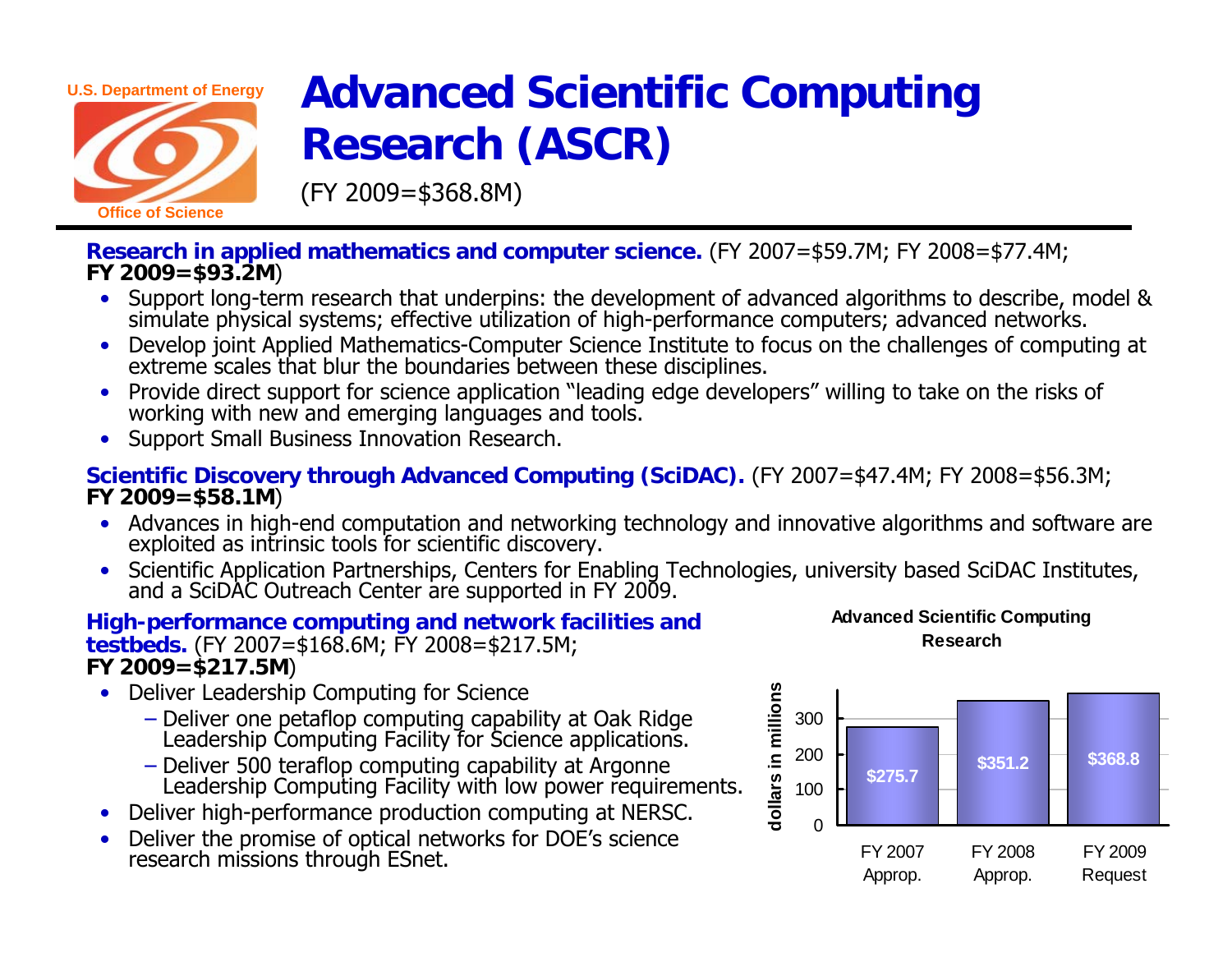U.S. Department of Energy

Office of Science

# Advanced Scientific Computing Research (ASCR)

(FY 2009=$368.8M)

**Research in applied mathematics and computer science.** (FY 2007=$59.7M; FY 2008=$77.4M; **FY 2009=$93.2M**)

- Support long-term research that underpins: the development of advanced algorithms to describe, model & simulate physical systems; effective utilization of high-performance computers; advanced networks.
- Develop joint Applied Mathematics-Computer Science Institute to focus on the challenges of computing at extreme scales that blur the boundaries between these disciplines.
- Provide direct support for science application "leading edge developers" willing to take on the risks of working with new and emerging languages and tools.
- Support Small Business Innovation Research.

**Scientific Discovery through Advanced Computing (SciDAC).** (FY 2007=$47.4M; FY 2008=$56.3M; **FY 2009=$58.1M**)

- Advances in high-end computation and networking technology and innovative algorithms and software are exploited as intrinsic tools for scientific discovery.
- Scientific Application Partnerships, Centers for Enabling Technologies, university based SciDAC Institutes, and a SciDAC Outreach Center are supported in FY 2009.

**High-performance computing and network facilities and testbeds.** (FY 2007=$168.6M; FY 2008=$217.5M; **FY 2009=$217.5M**)

- Deliver Leadership Computing for Science
  - Deliver one petaflop computing capability at Oak Ridge Leadership Computing Facility for Science applications.
  - Deliver 500 teraflop computing capability at Argonne Leadership Computing Facility with low power requirements.
- Deliver high-performance production computing at NERSC.
- Deliver the promise of optical networks for DOE's science research missions through ESnet.

**Advanced Scientific Computing Research**

| | FY 2007 Approp. | FY 2008 Approp. | FY 2009 Request |
|---|---|---|---|
| dollars in millions | $275.7 | $351.2 | $368.8 |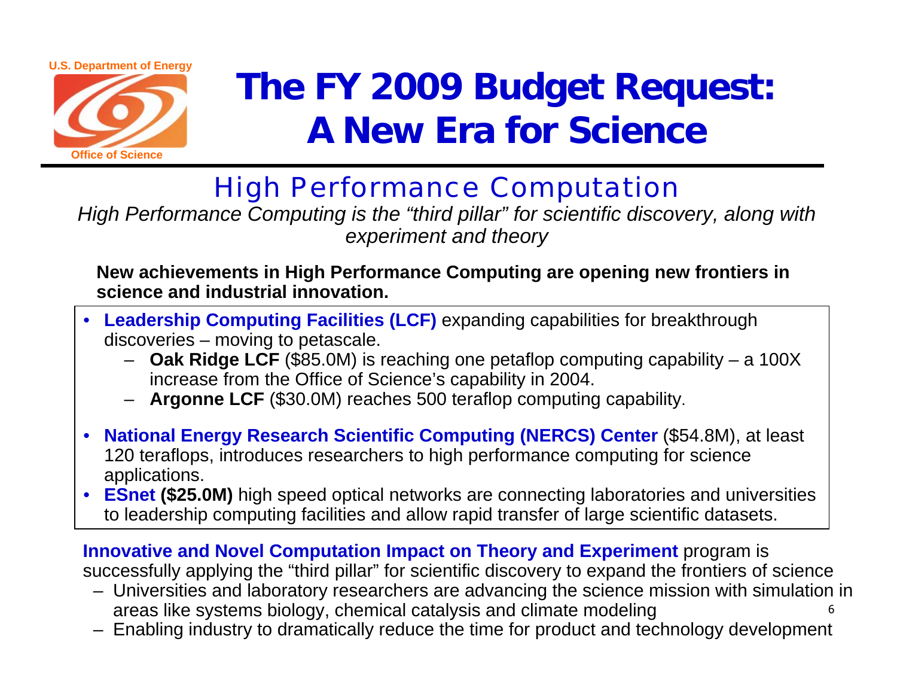U.S. Department of Energy

Office of Science

# The FY 2009 Budget Request: A New Era for Science

## High Performance Computation

*High Performance Computing is the "third pillar" for scientific discovery, along with experiment and theory*

**New achievements in High Performance Computing are opening new frontiers in science and industrial innovation.**

- **Leadership Computing Facilities (LCF)** expanding capabilities for breakthrough discoveries – moving to petascale.
  - **Oak Ridge LCF** ($85.0M) is reaching one petaflop computing capability – a 100X increase from the Office of Science's capability in 2004.
  - **Argonne LCF** ($30.0M) reaches 500 teraflop computing capability.
- **National Energy Research Scientific Computing (NERCS) Center** ($54.8M), at least 120 teraflops, introduces researchers to high performance computing for science applications.
- **ESnet** **($25.0M)** high speed optical networks are connecting laboratories and universities to leadership computing facilities and allow rapid transfer of large scientific datasets.

**Innovative and Novel Computation Impact on Theory and Experiment** program is successfully applying the "third pillar" for scientific discovery to expand the frontiers of science

- Universities and laboratory researchers are advancing the science mission with simulation in areas like systems biology, chemical catalysis and climate modeling
- Enabling industry to dramatically reduce the time for product and technology development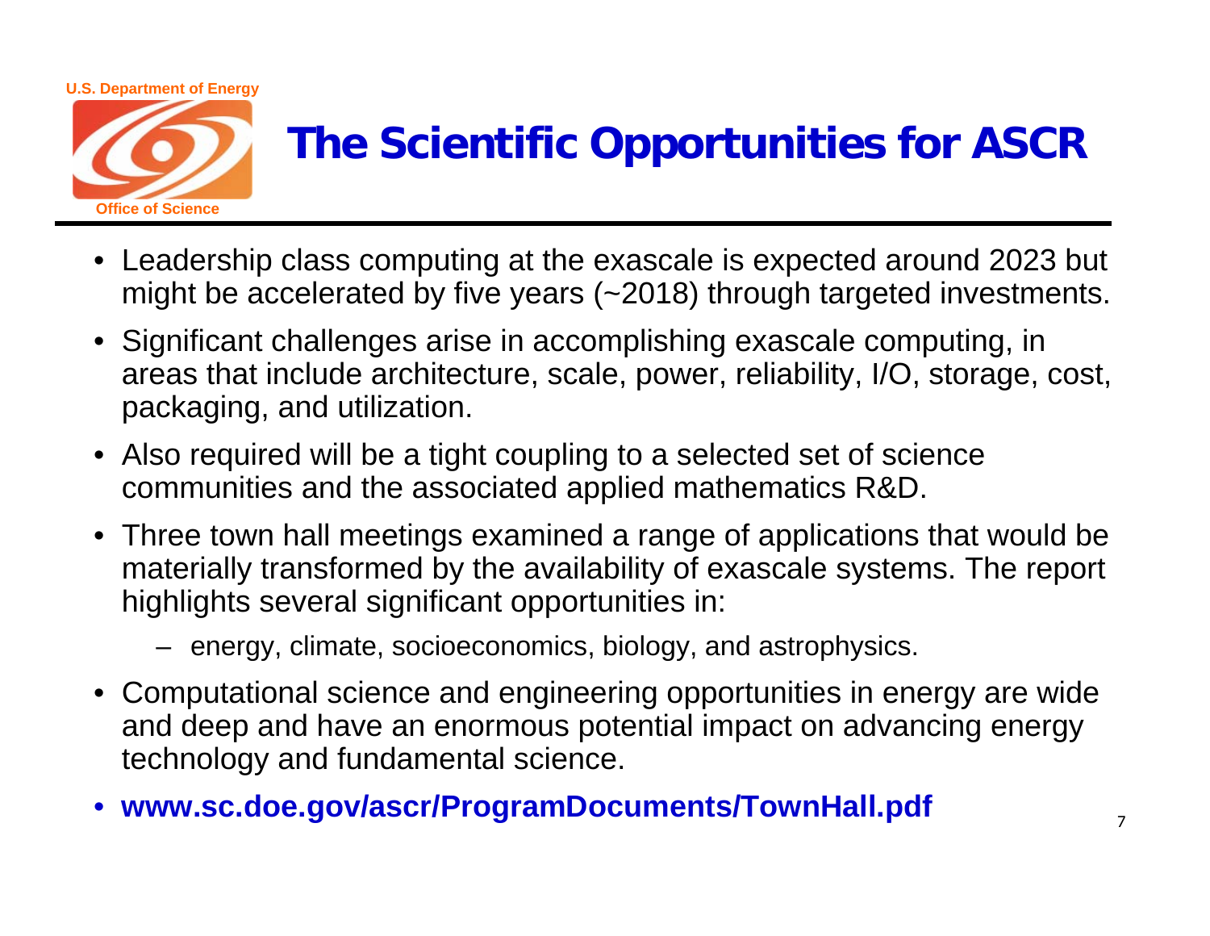# The Scientific Opportunities for ASCR

- Leadership class computing at the exascale is expected around 2023 but might be accelerated by five years (~2018) through targeted investments.
- Significant challenges arise in accomplishing exascale computing, in areas that include architecture, scale, power, reliability, I/O, storage, cost, packaging, and utilization.
- Also required will be a tight coupling to a selected set of science communities and the associated applied mathematics R&D.
- Three town hall meetings examined a range of applications that would be materially transformed by the availability of exascale systems. The report highlights several significant opportunities in:
  - energy, climate, socioeconomics, biology, and astrophysics.
- Computational science and engineering opportunities in energy are wide and deep and have an enormous potential impact on advancing energy technology and fundamental science.
- **www.sc.doe.gov/ascr/ProgramDocuments/TownHall.pdf**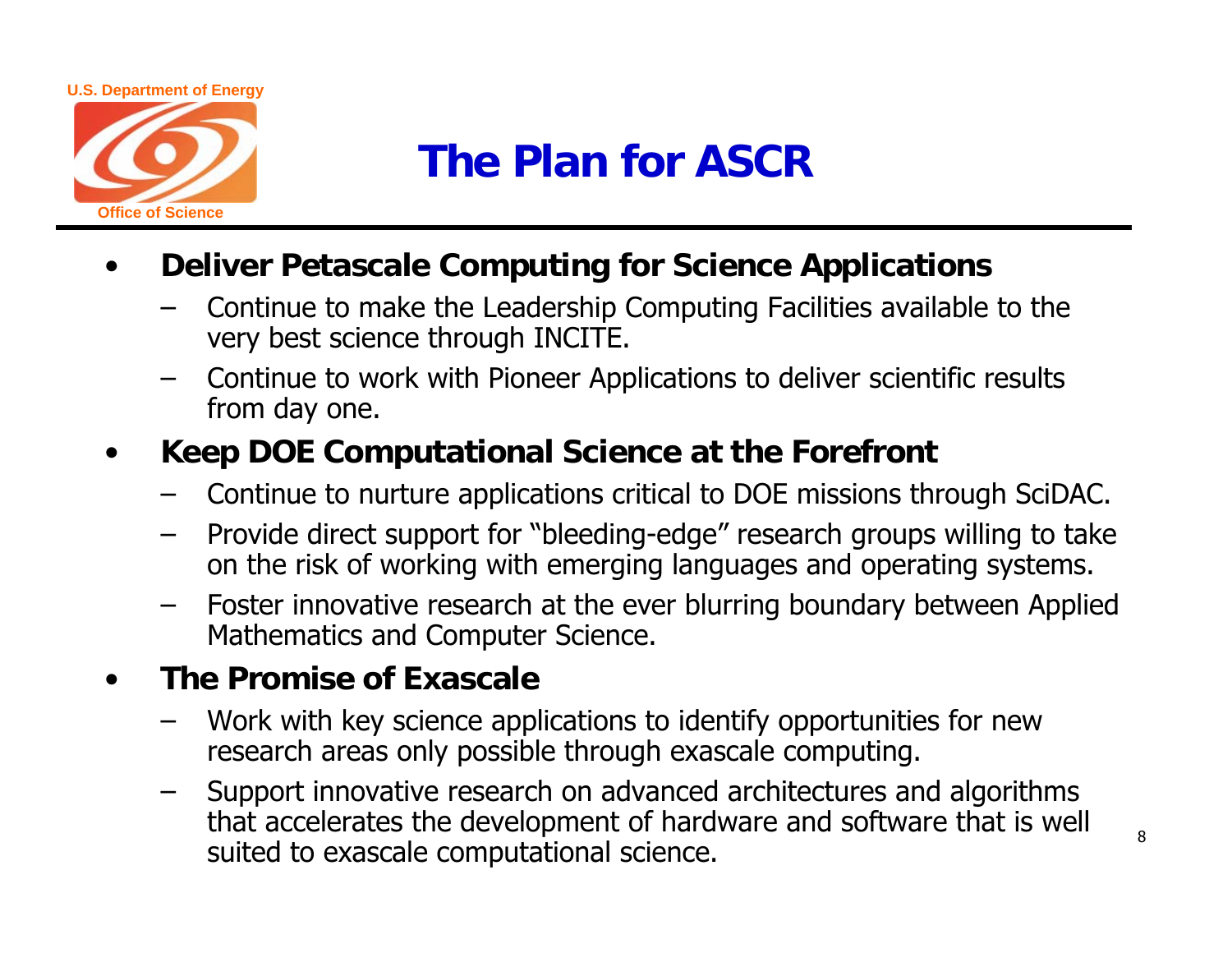# The Plan for ASCR

- **Deliver Petascale Computing for Science Applications**
  - Continue to make the Leadership Computing Facilities available to the very best science through INCITE.
  - Continue to work with Pioneer Applications to deliver scientific results from day one.
- **Keep DOE Computational Science at the Forefront**
  - Continue to nurture applications critical to DOE missions through SciDAC.
  - Provide direct support for "bleeding-edge" research groups willing to take on the risk of working with emerging languages and operating systems.
  - Foster innovative research at the ever blurring boundary between Applied Mathematics and Computer Science.
- **The Promise of Exascale**
  - Work with key science applications to identify opportunities for new research areas only possible through exascale computing.
  - Support innovative research on advanced architectures and algorithms that accelerates the development of hardware and software that is well suited to exascale computational science.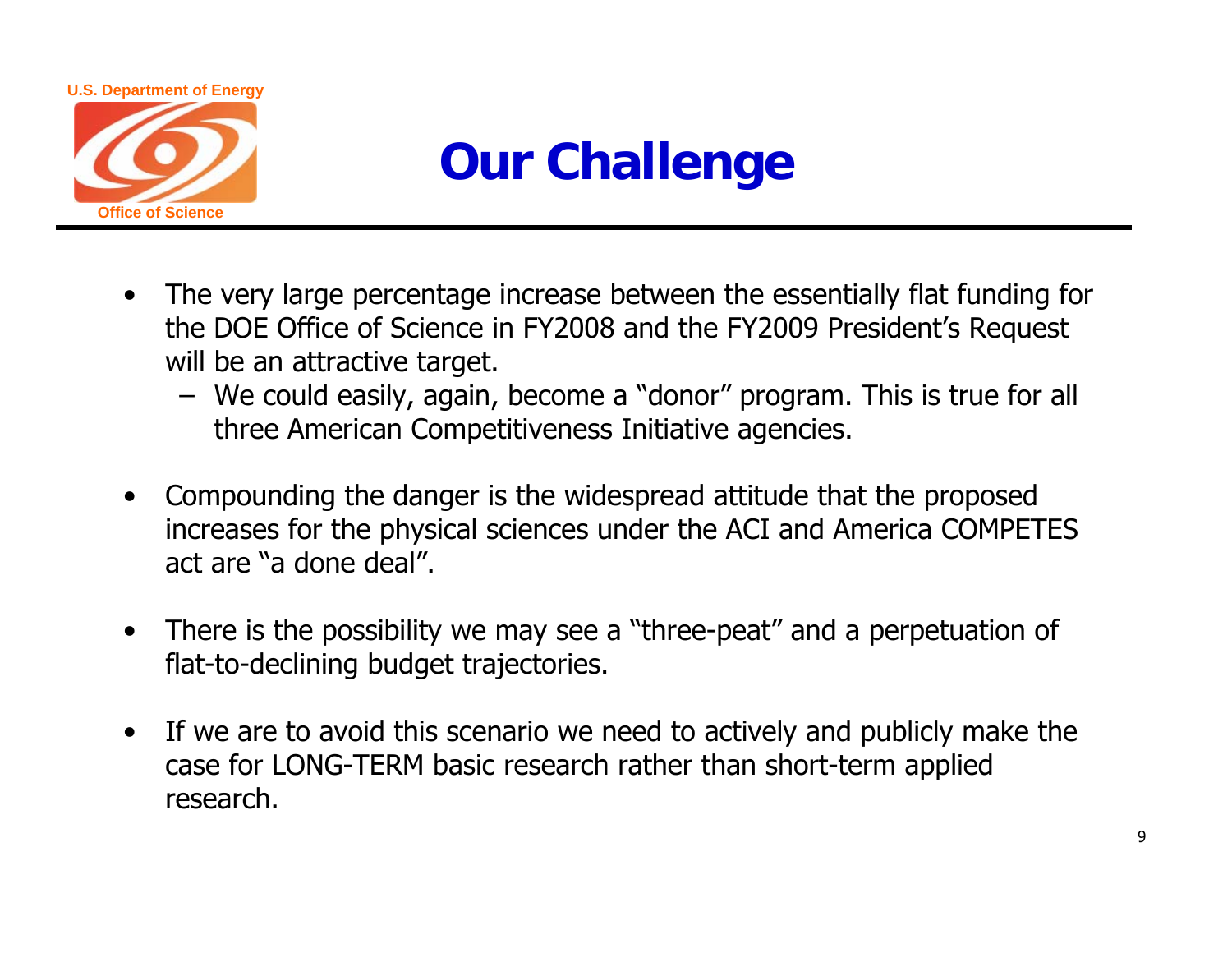# Our Challenge

- The very large percentage increase between the essentially flat funding for the DOE Office of Science in FY2008 and the FY2009 President's Request will be an attractive target.
  - We could easily, again, become a "donor" program. This is true for all three American Competitiveness Initiative agencies.
- Compounding the danger is the widespread attitude that the proposed increases for the physical sciences under the ACI and America COMPETES act are "a done deal".
- There is the possibility we may see a "three-peat" and a perpetuation of flat-to-declining budget trajectories.
- If we are to avoid this scenario we need to actively and publicly make the case for LONG-TERM basic research rather than short-term applied research.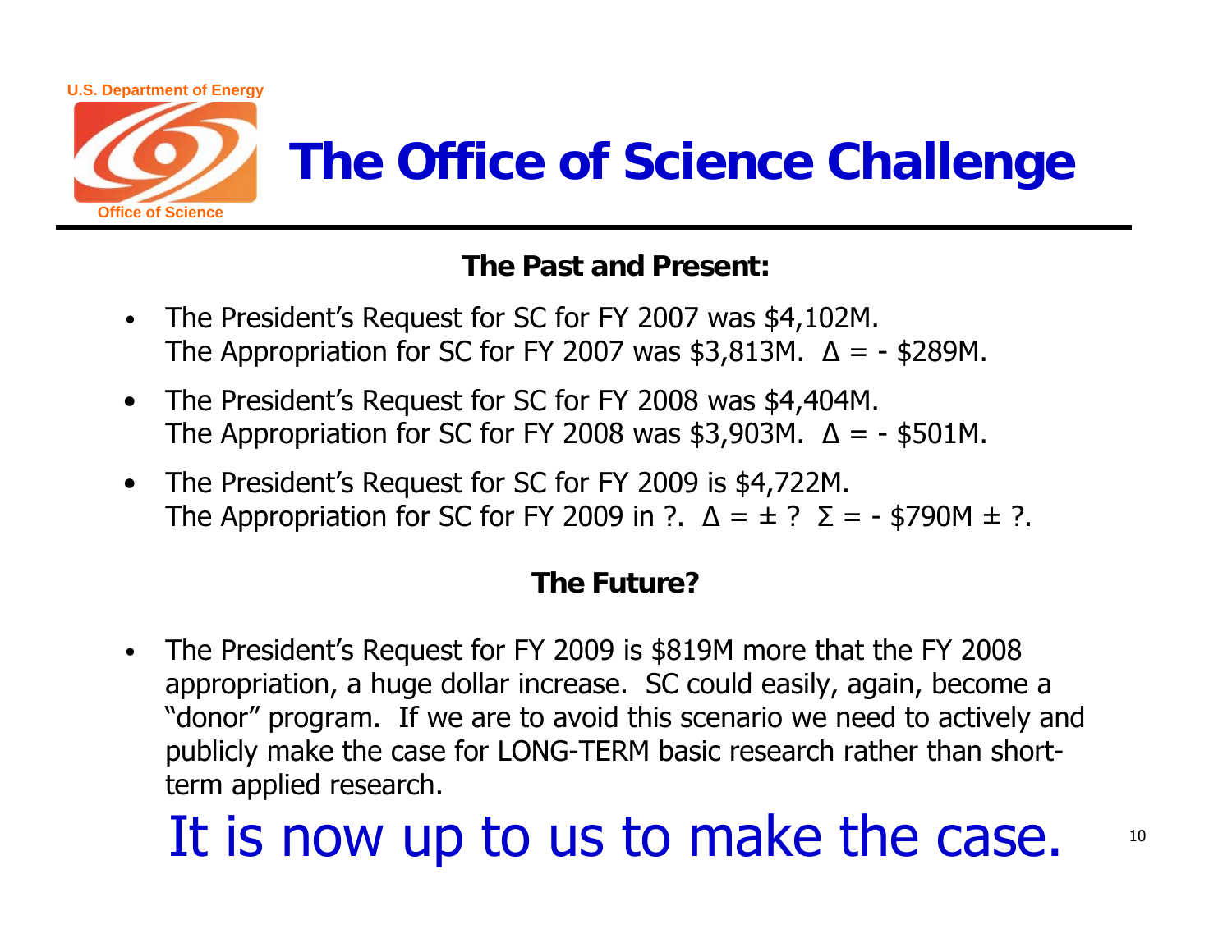U.S. Department of Energy

Office of Science

# The Office of Science Challenge

### The Past and Present:

- The President's Request for SC for FY 2007 was \$4,102M.  
  The Appropriation for SC for FY 2007 was \$3,813M. $\Delta$ = - \$289M.
- The President's Request for SC for FY 2008 was \$4,404M.  
  The Appropriation for SC for FY 2008 was \$3,903M. $\Delta$ = - \$501M.
- The President's Request for SC for FY 2009 is \$4,722M.  
  The Appropriation for SC for FY 2009 in ?. $\Delta = \pm$ ? $\Sigma$ = - \$790M $\pm$ ?.

### The Future?

- The President's Request for FY 2009 is \$819M more that the FY 2008 appropriation, a huge dollar increase. SC could easily, again, become a "donor" program. If we are to avoid this scenario we need to actively and publicly make the case for LONG-TERM basic research rather than short-term applied research.

It is now up to us to make the case.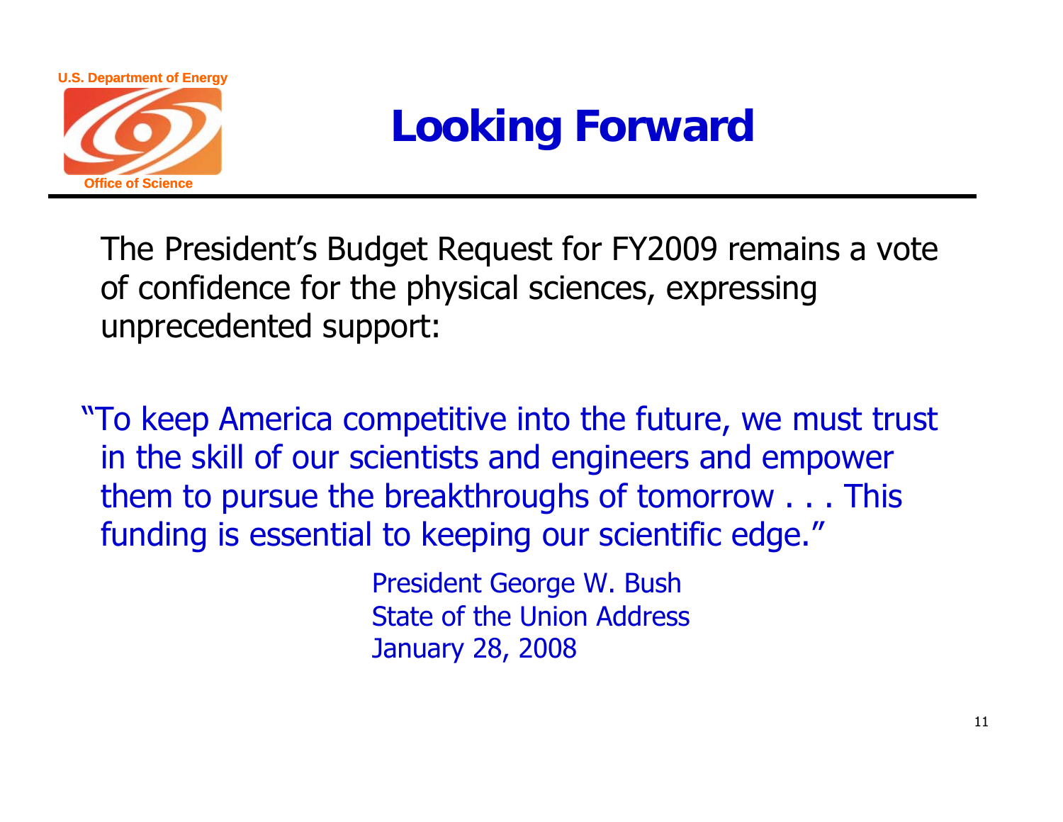U.S. Department of Energy

Office of Science

# Looking Forward

The President's Budget Request for FY2009 remains a vote of confidence for the physical sciences, expressing unprecedented support:

"To keep America competitive into the future, we must trust in the skill of our scientists and engineers and empower them to pursue the breakthroughs of tomorrow . . . This funding is essential to keeping our scientific edge."

President George W. Bush
State of the Union Address
January 28, 2008